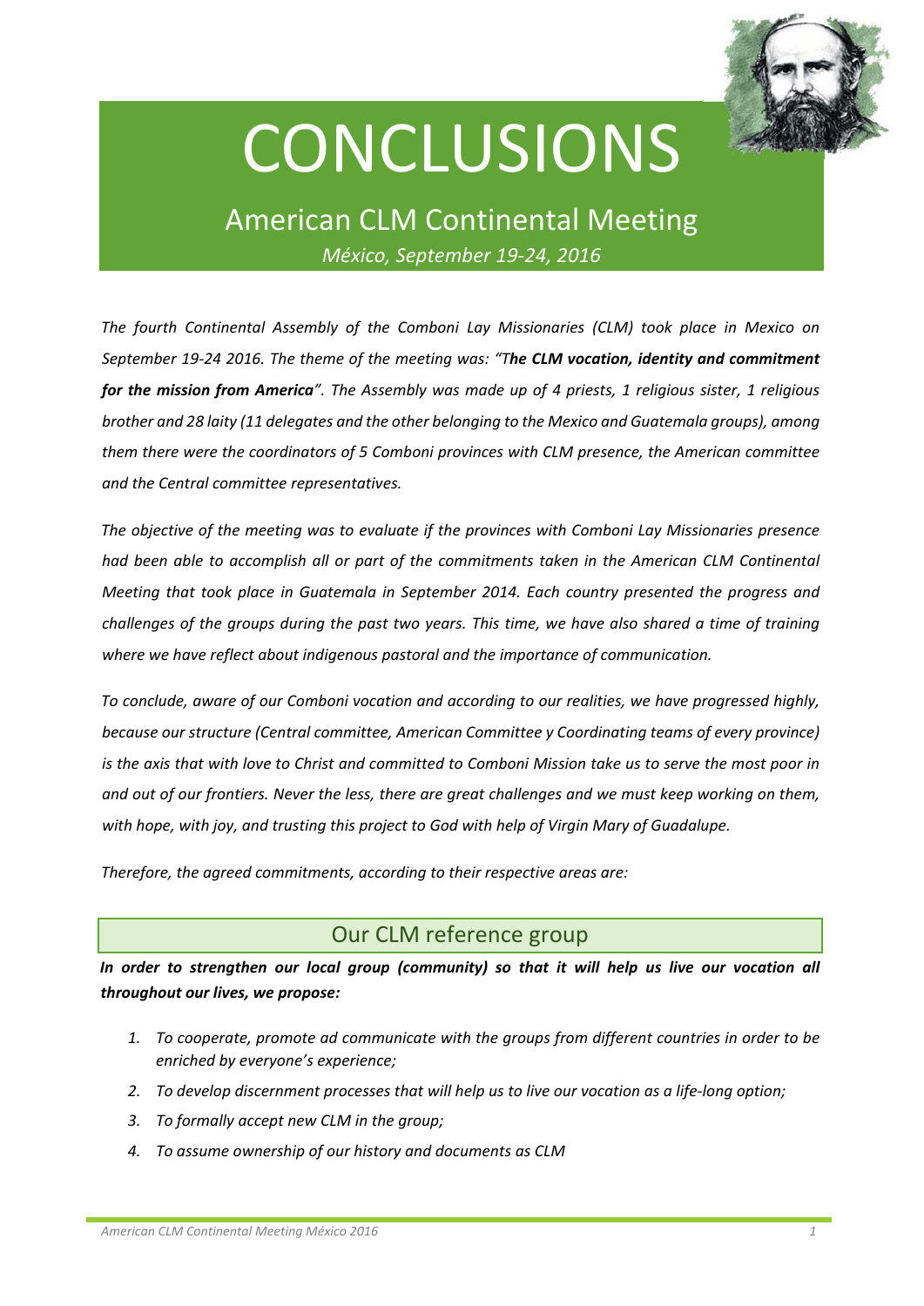# CONCLUSIONS

## American CLM Continental Meeting

*México, September 19-24, 2016*

*The fourth Continental Assembly of the Comboni Lay Missionaries (CLM) took place in Mexico on September 19-24 2016. The theme of the meeting was: "T**he CLM vocation, identity and commitment for the mission from America**". The Assembly was made up of 4 priests, 1 religious sister, 1 religious brother and 28 laity (11 delegates and the other belonging to the Mexico and Guatemala groups), among them there were the coordinators of 5 Comboni provinces with CLM presence, the American committee and the Central committee representatives.*

*The objective of the meeting was to evaluate if the provinces with Comboni Lay Missionaries presence had been able to accomplish all or part of the commitments taken in the American CLM Continental Meeting that took place in Guatemala in September 2014. Each country presented the progress and challenges of the groups during the past two years. This time, we have also shared a time of training where we have reflect about indigenous pastoral and the importance of communication.*

*To conclude, aware of our Comboni vocation and according to our realities, we have progressed highly, because our structure (Central committee, American Committee y Coordinating teams of every province) is the axis that with love to Christ and committed to Comboni Mission take us to serve the most poor in and out of our frontiers. Never the less, there are great challenges and we must keep working on them, with hope, with joy, and trusting this project to God with help of Virgin Mary of Guadalupe.*

*Therefore, the agreed commitments, according to their respective areas are:*

### Our CLM reference group

***In order to strengthen our local group (community) so that it will help us live our vocation all throughout our lives, we propose:***

1. *To cooperate, promote ad communicate with the groups from different countries in order to be enriched by everyone's experience;*
2. *To develop discernment processes that will help us to live our vocation as a life-long option;*
3. *To formally accept new CLM in the group;*
4. *To assume ownership of our history and documents as CLM*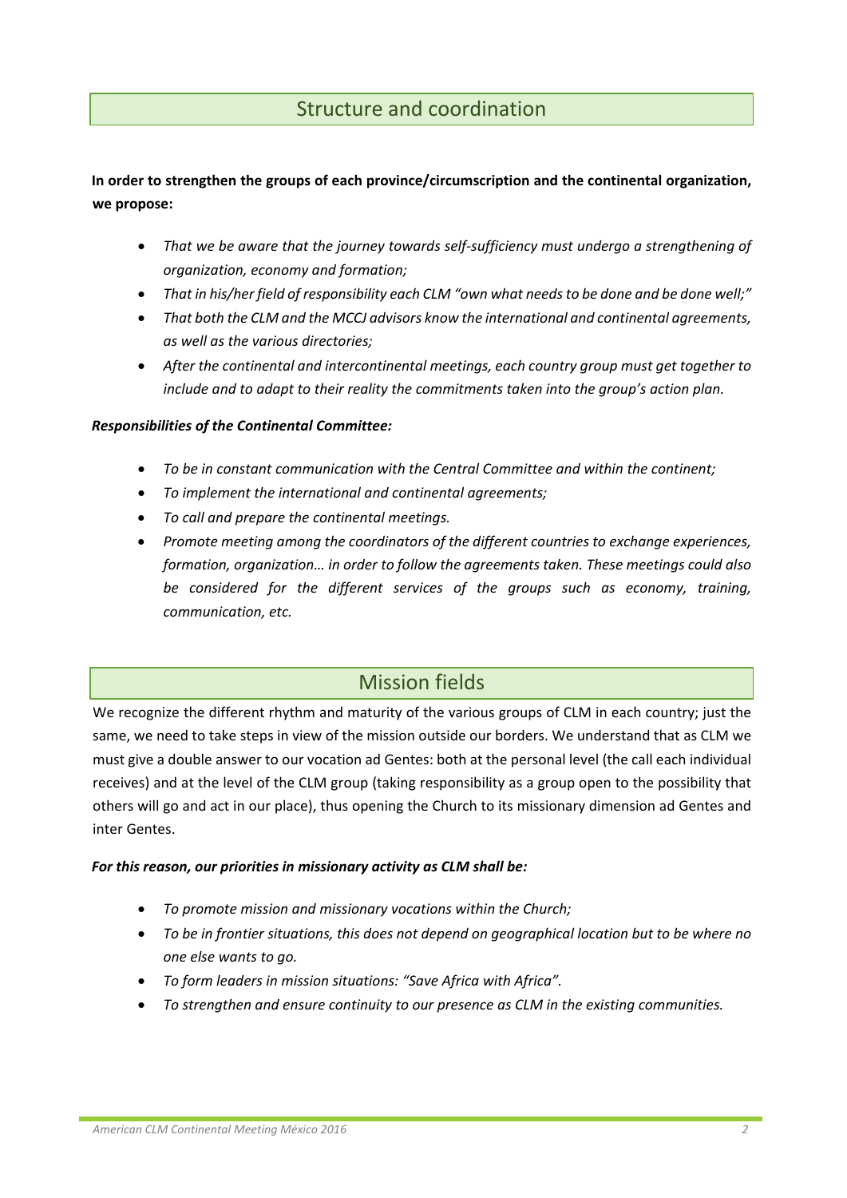## Structure and coordination

**In order to strengthen the groups of each province/circumscription and the continental organization, we propose:**

- *That we be aware that the journey towards self-sufficiency must undergo a strengthening of organization, economy and formation;*
- *That in his/her field of responsibility each CLM "own what needs to be done and be done well;"*
- *That both the CLM and the MCCJ advisors know the international and continental agreements, as well as the various directories;*
- *After the continental and intercontinental meetings, each country group must get together to include and to adapt to their reality the commitments taken into the group's action plan.*

***Responsibilities of the Continental Committee:***

- *To be in constant communication with the Central Committee and within the continent;*
- *To implement the international and continental agreements;*
- *To call and prepare the continental meetings.*
- *Promote meeting among the coordinators of the different countries to exchange experiences, formation, organization… in order to follow the agreements taken. These meetings could also be considered for the different services of the groups such as economy, training, communication, etc.*

## Mission fields

We recognize the different rhythm and maturity of the various groups of CLM in each country; just the same, we need to take steps in view of the mission outside our borders. We understand that as CLM we must give a double answer to our vocation ad Gentes: both at the personal level (the call each individual receives) and at the level of the CLM group (taking responsibility as a group open to the possibility that others will go and act in our place), thus opening the Church to its missionary dimension ad Gentes and inter Gentes.

***For this reason, our priorities in missionary activity as CLM shall be:***

- *To promote mission and missionary vocations within the Church;*
- *To be in frontier situations, this does not depend on geographical location but to be where no one else wants to go.*
- *To form leaders in mission situations: "Save Africa with Africa".*
- *To strengthen and ensure continuity to our presence as CLM in the existing communities.*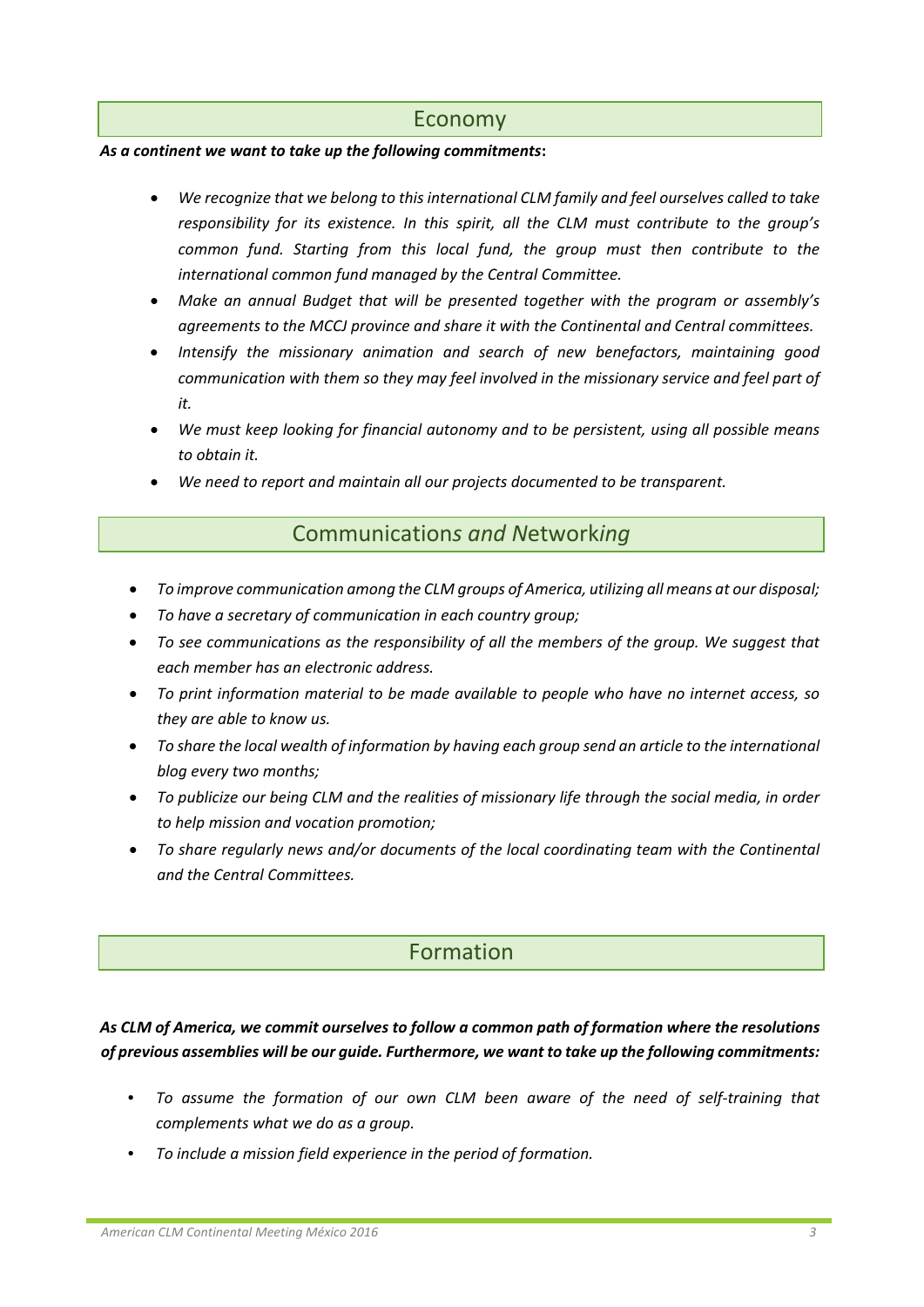## Economy

***As a continent we want to take up the following commitments*:**

- *We recognize that we belong to this international CLM family and feel ourselves called to take responsibility for its existence. In this spirit, all the CLM must contribute to the group's common fund. Starting from this local fund, the group must then contribute to the international common fund managed by the Central Committee.*
- *Make an annual Budget that will be presented together with the program or assembly's agreements to the MCCJ province and share it with the Continental and Central committees.*
- *Intensify the missionary animation and search of new benefactors, maintaining good communication with them so they may feel involved in the missionary service and feel part of it.*
- *We must keep looking for financial autonomy and to be persistent, using all possible means to obtain it.*
- *We need to report and maintain all our projects documented to be transparent.*

## Communication*s and* Network*ing*

- *To improve communication among the CLM groups of America, utilizing all means at our disposal;*
- *To have a secretary of communication in each country group;*
- *To see communications as the responsibility of all the members of the group. We suggest that each member has an electronic address.*
- *To print information material to be made available to people who have no internet access, so they are able to know us.*
- *To share the local wealth of information by having each group send an article to the international blog every two months;*
- *To publicize our being CLM and the realities of missionary life through the social media, in order to help mission and vocation promotion;*
- *To share regularly news and/or documents of the local coordinating team with the Continental and the Central Committees.*

## Formation

***As CLM of America, we commit ourselves to follow a common path of formation where the resolutions of previous assemblies will be our guide. Furthermore, we want to take up the following commitments:***

- *To assume the formation of our own CLM been aware of the need of self-training that complements what we do as a group.*
- *To include a mission field experience in the period of formation.*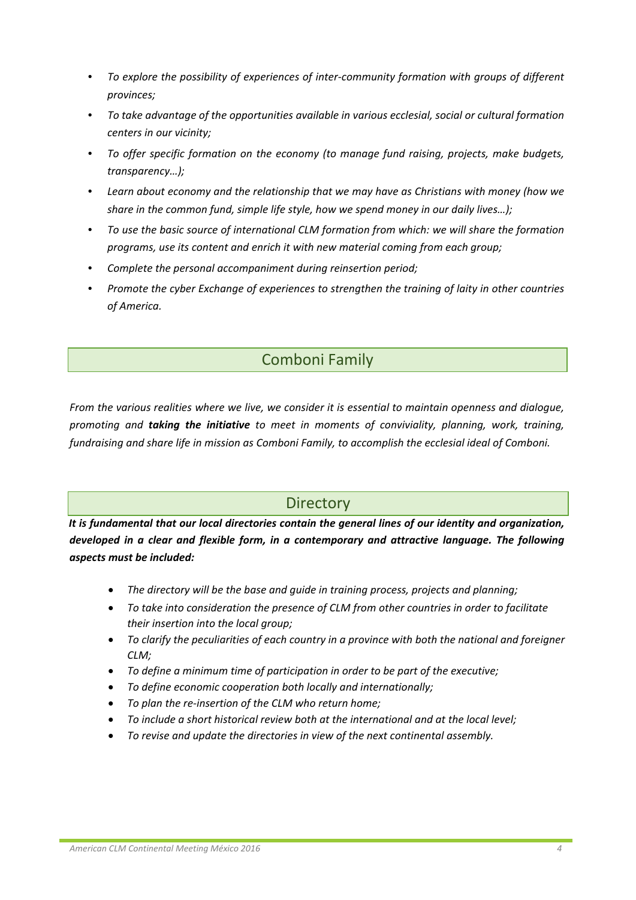- *To explore the possibility of experiences of inter-community formation with groups of different provinces;*
- *To take advantage of the opportunities available in various ecclesial, social or cultural formation centers in our vicinity;*
- *To offer specific formation on the economy (to manage fund raising, projects, make budgets, transparency…);*
- *Learn about economy and the relationship that we may have as Christians with money (how we share in the common fund, simple life style, how we spend money in our daily lives…);*
- *To use the basic source of international CLM formation from which: we will share the formation programs, use its content and enrich it with new material coming from each group;*
- *Complete the personal accompaniment during reinsertion period;*
- *Promote the cyber Exchange of experiences to strengthen the training of laity in other countries of America.*

## Comboni Family

*From the various realities where we live, we consider it is essential to maintain openness and dialogue, promoting and* ***taking the initiative*** *to meet in moments of conviviality, planning, work, training, fundraising and share life in mission as Comboni Family, to accomplish the ecclesial ideal of Comboni.*

## Directory

***It is fundamental that our local directories contain the general lines of our identity and organization, developed in a clear and flexible form, in a contemporary and attractive language. The following aspects must be included:***

- *The directory will be the base and guide in training process, projects and planning;*
- *To take into consideration the presence of CLM from other countries in order to facilitate their insertion into the local group;*
- *To clarify the peculiarities of each country in a province with both the national and foreigner CLM;*
- *To define a minimum time of participation in order to be part of the executive;*
- *To define economic cooperation both locally and internationally;*
- *To plan the re-insertion of the CLM who return home;*
- *To include a short historical review both at the international and at the local level;*
- *To revise and update the directories in view of the next continental assembly.*